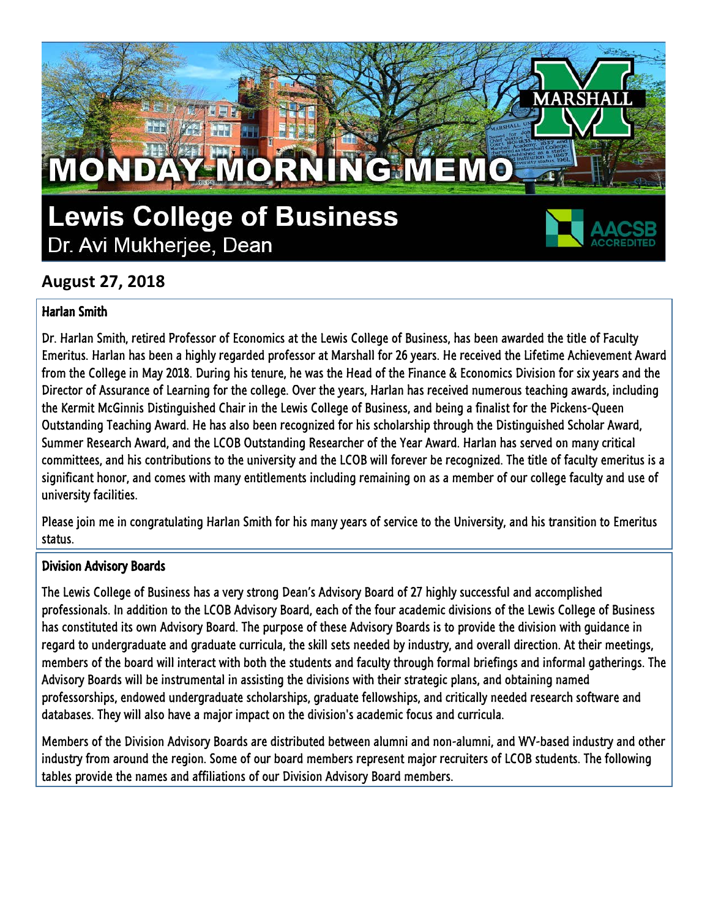# MONDAY MORNING MEMO

## Lewis College of Business

Dr. Avi Mukherjee, Dean

### August 27, 2018

#### Harlan Smith

Dr. Harlan Smith, retired Professor of Economics at the Lewis College of Business, has been awarded the title of Faculty Emeritus. Harlan has been a highly regarded professor at Marshall for 26 years. He received the Lifetime Achievement Award from the College in May 2018. During his tenure, he was the Head of the Finance & Economics Division for six years and the Director of Assurance of Learning for the college. Over the years, Harlan has received numerous teaching awards, including the Kermit McGinnis Distinguished Chair in the Lewis College of Business, and being a finalist for the Pickens-Queen Outstanding Teaching Award. He has also been recognized for his scholarship through the Distinguished Scholar Award, Summer Research Award, and the LCOB Outstanding Researcher of the Year Award. Harlan has served on many critical committees, and his contributions to the university and the LCOB will forever be recognized. The title of faculty emeritus is a significant honor, and comes with many entitlements including remaining on as a member of our college faculty and use of university facilities.

Please join me in congratulating Harlan Smith for his many years of service to the University, and his transition to Emeritus status.

#### Division Advisory Boards

The Lewis College of Business has a very strong Dean's Advisory Board of 27 highly successful and accomplished professionals. In addition to the LCOB Advisory Board, each of the four academic divisions of the Lewis College of Business has constituted its own Advisory Board. The purpose of these Advisory Boards is to provide the division with guidance in regard to undergraduate and graduate curricula, the skill sets needed by industry, and overall direction. At their meetings, members of the board will interact with both the students and faculty through formal briefings and informal gatherings. The Advisory Boards will be instrumental in assisting the divisions with their strategic plans, and obtaining named professorships, endowed undergraduate scholarships, graduate fellowships, and critically needed research software and databases. They will also have a major impact on the division's academic focus and curricula.

Members of the Division Advisory Boards are distributed between alumni and non-alumni, and WV-based industry and other industry from around the region. Some of our board members represent major recruiters of LCOB students. The following tables provide the names and affiliations of our Division Advisory Board members.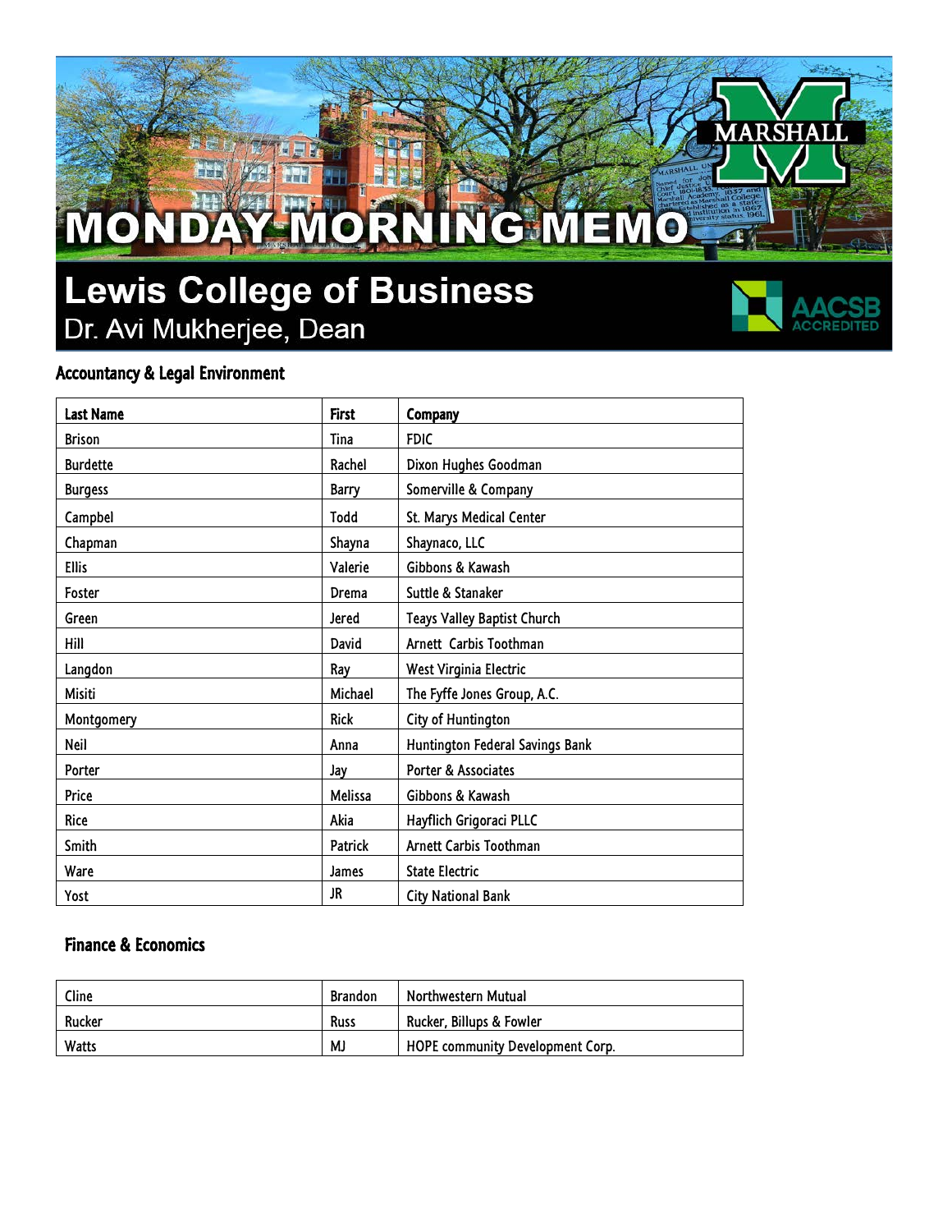# MONDAY MORNING MEMO

## Lewis College of Business

Dr. Avi Mukherjee, Dean

### Accountancy & Legal Environment

| Last Name | First | Company |
|---|---|---|
| Brison | Tina | FDIC |
| Burdette | Rachel | Dixon Hughes Goodman |
| Burgess | Barry | Somerville & Company |
| Campbel | Todd | St. Marys Medical Center |
| Chapman | Shayna | Shaynaco, LLC |
| Ellis | Valerie | Gibbons & Kawash |
| Foster | Drema | Suttle & Stanaker |
| Green | Jered | Teays Valley Baptist Church |
| Hill | David | Arnett Carbis Toothman |
| Langdon | Ray | West Virginia Electric |
| Misiti | Michael | The Fyffe Jones Group, A.C. |
| Montgomery | Rick | City of Huntington |
| Neil | Anna | Huntington Federal Savings Bank |
| Porter | Jay | Porter & Associates |
| Price | Melissa | Gibbons & Kawash |
| Rice | Akia | Hayflich Grigoraci PLLC |
| Smith | Patrick | Arnett Carbis Toothman |
| Ware | James | State Electric |
| Yost | JR | City National Bank |

### Finance & Economics

| Last Name | First | Company |
|---|---|---|
| Cline | Brandon | Northwestern Mutual |
| Rucker | Russ | Rucker, Billups & Fowler |
| Watts | MJ | HOPE community Development Corp. |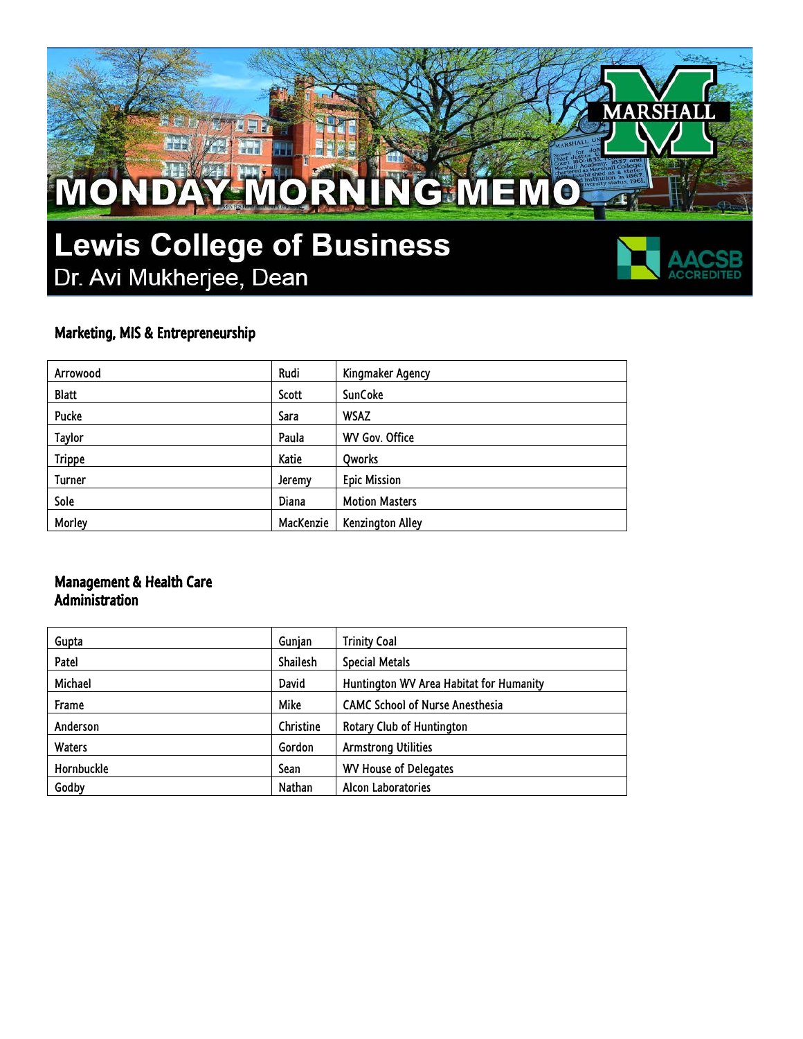# MONDAY MORNING MEMO

## Lewis College of Business

Dr. Avi Mukherjee, Dean

### Marketing, MIS & Entrepreneurship

| | | |
|---|---|---|
| Arrowood | Rudi | Kingmaker Agency |
| Blatt | Scott | SunCoke |
| Pucke | Sara | WSAZ |
| Taylor | Paula | WV Gov. Office |
| Trippe | Katie | Qworks |
| Turner | Jeremy | Epic Mission |
| Sole | Diana | Motion Masters |
| Morley | MacKenzie | Kenzington Alley |

### Management & Health Care Administration

| | | |
|---|---|---|
| Gupta | Gunjan | Trinity Coal |
| Patel | Shailesh | Special Metals |
| Michael | David | Huntington WV Area Habitat for Humanity |
| Frame | Mike | CAMC School of Nurse Anesthesia |
| Anderson | Christine | Rotary Club of Huntington |
| Waters | Gordon | Armstrong Utilities |
| Hornbuckle | Sean | WV House of Delegates |
| Godby | Nathan | Alcon Laboratories |